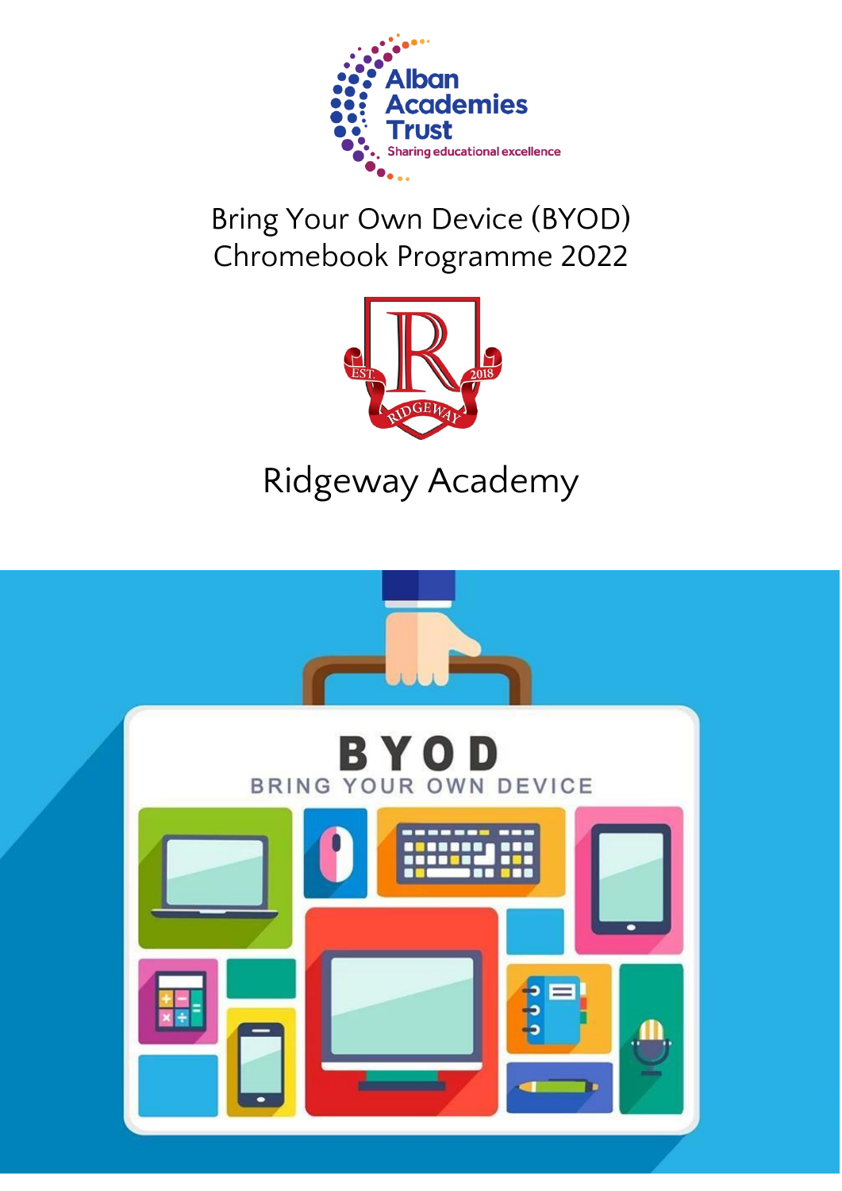Alban Academies Trust

Sharing educational excellence

# Bring Your Own Device (BYOD) Chromebook Programme 2022

EST. 2018 RIDGEWAY

## Ridgeway Academy

BYOD

BRING YOUR OWN DEVICE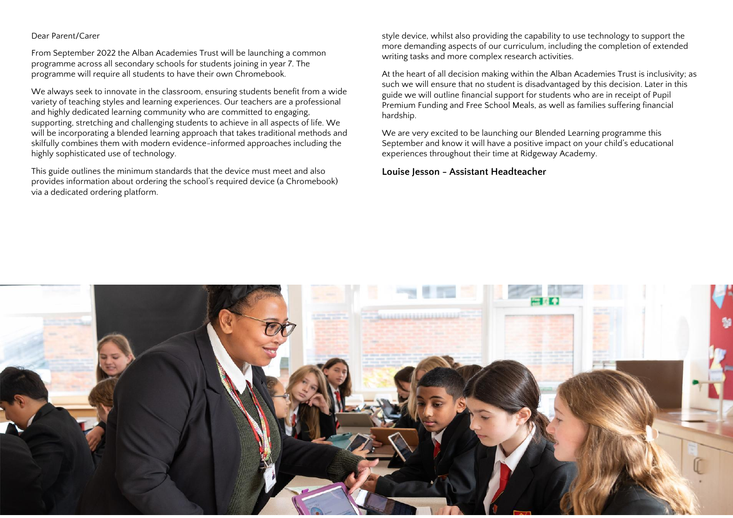Dear Parent/Carer

From September 2022 the Alban Academies Trust will be launching a common programme across all secondary schools for students joining in year 7. The programme will require all students to have their own Chromebook.

We always seek to innovate in the classroom, ensuring students benefit from a wide variety of teaching styles and learning experiences. Our teachers are a professional and highly dedicated learning community who are committed to engaging, supporting, stretching and challenging students to achieve in all aspects of life. We will be incorporating a blended learning approach that takes traditional methods and skilfully combines them with modern evidence-informed approaches including the highly sophisticated use of technology.

This guide outlines the minimum standards that the device must meet and also provides information about ordering the school's required device (a Chromebook) via a dedicated ordering platform.

style device, whilst also providing the capability to use technology to support the more demanding aspects of our curriculum, including the completion of extended writing tasks and more complex research activities.

At the heart of all decision making within the Alban Academies Trust is inclusivity; as such we will ensure that no student is disadvantaged by this decision. Later in this guide we will outline financial support for students who are in receipt of Pupil Premium Funding and Free School Meals, as well as families suffering financial hardship.

We are very excited to be launching our Blended Learning programme this September and know it will have a positive impact on your child's educational experiences throughout their time at Ridgeway Academy.

**Louise Jesson - Assistant Headteacher**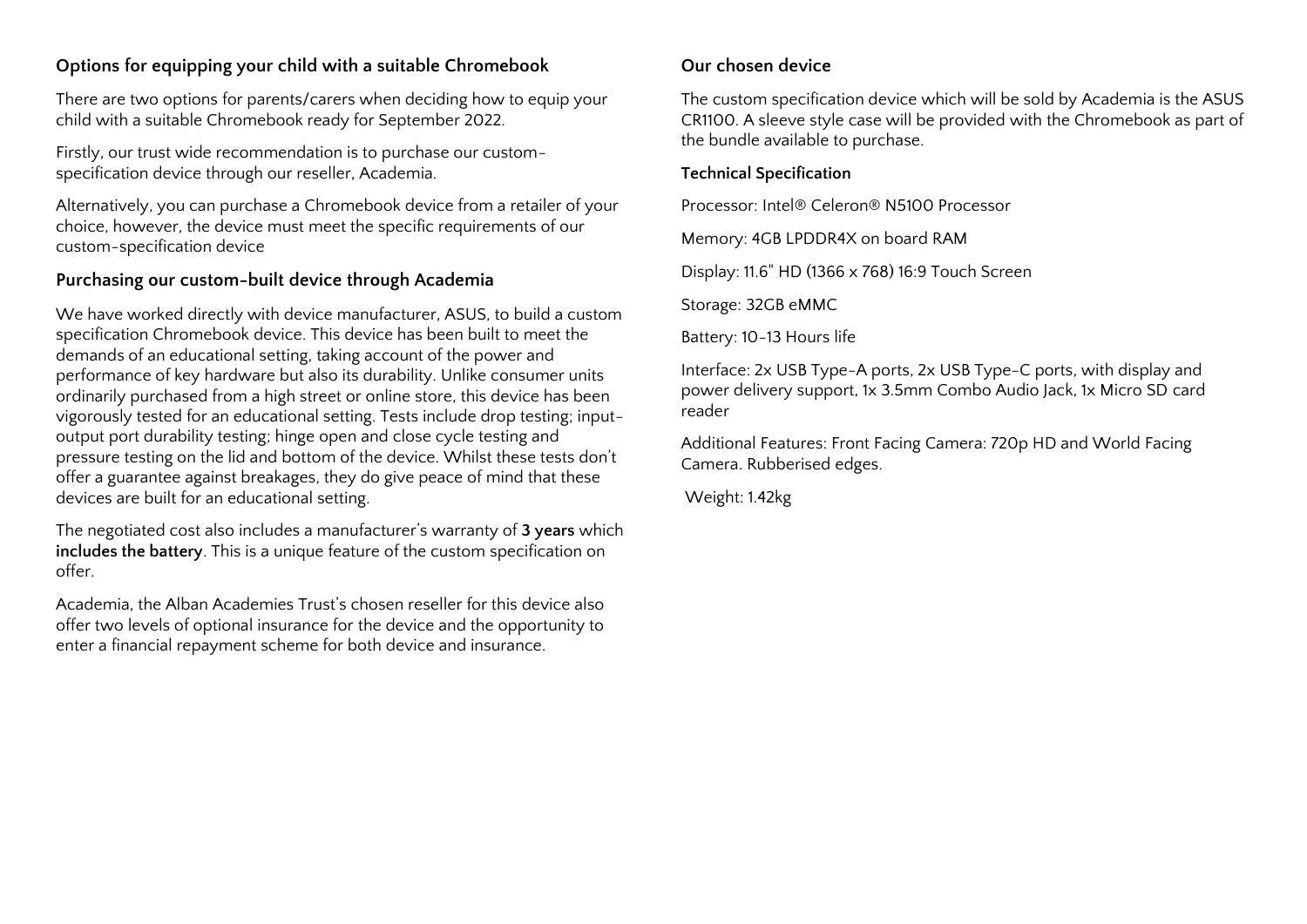## Options for equipping your child with a suitable Chromebook

There are two options for parents/carers when deciding how to equip your child with a suitable Chromebook ready for September 2022.

Firstly, our trust wide recommendation is to purchase our custom-specification device through our reseller, Academia.

Alternatively, you can purchase a Chromebook device from a retailer of your choice, however, the device must meet the specific requirements of our custom-specification device

## Purchasing our custom-built device through Academia

We have worked directly with device manufacturer, ASUS, to build a custom specification Chromebook device. This device has been built to meet the demands of an educational setting, taking account of the power and performance of key hardware but also its durability. Unlike consumer units ordinarily purchased from a high street or online store, this device has been vigorously tested for an educational setting. Tests include drop testing; input-output port durability testing; hinge open and close cycle testing and pressure testing on the lid and bottom of the device. Whilst these tests don't offer a guarantee against breakages, they do give peace of mind that these devices are built for an educational setting.

The negotiated cost also includes a manufacturer's warranty of **3 years** which **includes the battery**. This is a unique feature of the custom specification on offer.

Academia, the Alban Academies Trust's chosen reseller for this device also offer two levels of optional insurance for the device and the opportunity to enter a financial repayment scheme for both device and insurance.

## Our chosen device

The custom specification device which will be sold by Academia is the ASUS CR1100. A sleeve style case will be provided with the Chromebook as part of the bundle available to purchase.

### Technical Specification

Processor: Intel® Celeron® N5100 Processor

Memory: 4GB LPDDR4X on board RAM

Display: 11.6" HD (1366 x 768) 16:9 Touch Screen

Storage: 32GB eMMC

Battery: 10-13 Hours life

Interface: 2x USB Type-A ports, 2x USB Type-C ports, with display and power delivery support, 1x 3.5mm Combo Audio Jack, 1x Micro SD card reader

Additional Features: Front Facing Camera: 720p HD and World Facing Camera. Rubberised edges.

Weight: 1.42kg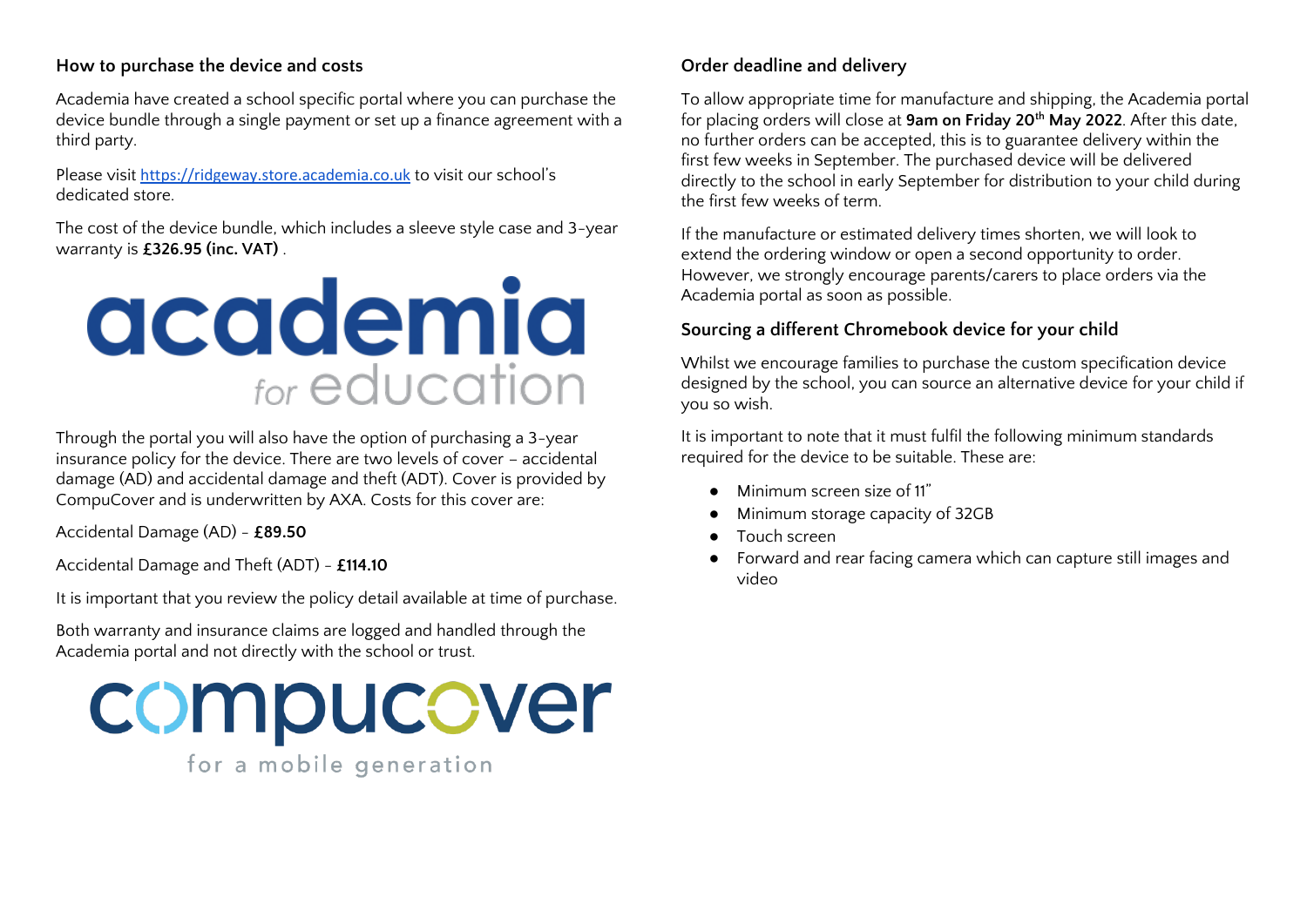## How to purchase the device and costs

Academia have created a school specific portal where you can purchase the device bundle through a single payment or set up a finance agreement with a third party.

Please visit [https://ridgeway.store.academia.co.uk](https://ridgeway.store.academia.co.uk) to visit our school's dedicated store.

The cost of the device bundle, which includes a sleeve style case and 3-year warranty is **£326.95 (inc. VAT)** .

academia for education

Through the portal you will also have the option of purchasing a 3-year insurance policy for the device. There are two levels of cover – accidental damage (AD) and accidental damage and theft (ADT). Cover is provided by CompuCover and is underwritten by AXA. Costs for this cover are:

Accidental Damage (AD) - **£89.50**

Accidental Damage and Theft (ADT) - **£114.10**

It is important that you review the policy detail available at time of purchase.

Both warranty and insurance claims are logged and handled through the Academia portal and not directly with the school or trust.

compucover for a mobile generation

## Order deadline and delivery

To allow appropriate time for manufacture and shipping, the Academia portal for placing orders will close at **9am on Friday 20th May 2022**. After this date, no further orders can be accepted, this is to guarantee delivery within the first few weeks in September. The purchased device will be delivered directly to the school in early September for distribution to your child during the first few weeks of term.

If the manufacture or estimated delivery times shorten, we will look to extend the ordering window or open a second opportunity to order. However, we strongly encourage parents/carers to place orders via the Academia portal as soon as possible.

## Sourcing a different Chromebook device for your child

Whilst we encourage families to purchase the custom specification device designed by the school, you can source an alternative device for your child if you so wish.

It is important to note that it must fulfil the following minimum standards required for the device to be suitable. These are:

- Minimum screen size of 11"
- Minimum storage capacity of 32GB
- Touch screen
- Forward and rear facing camera which can capture still images and video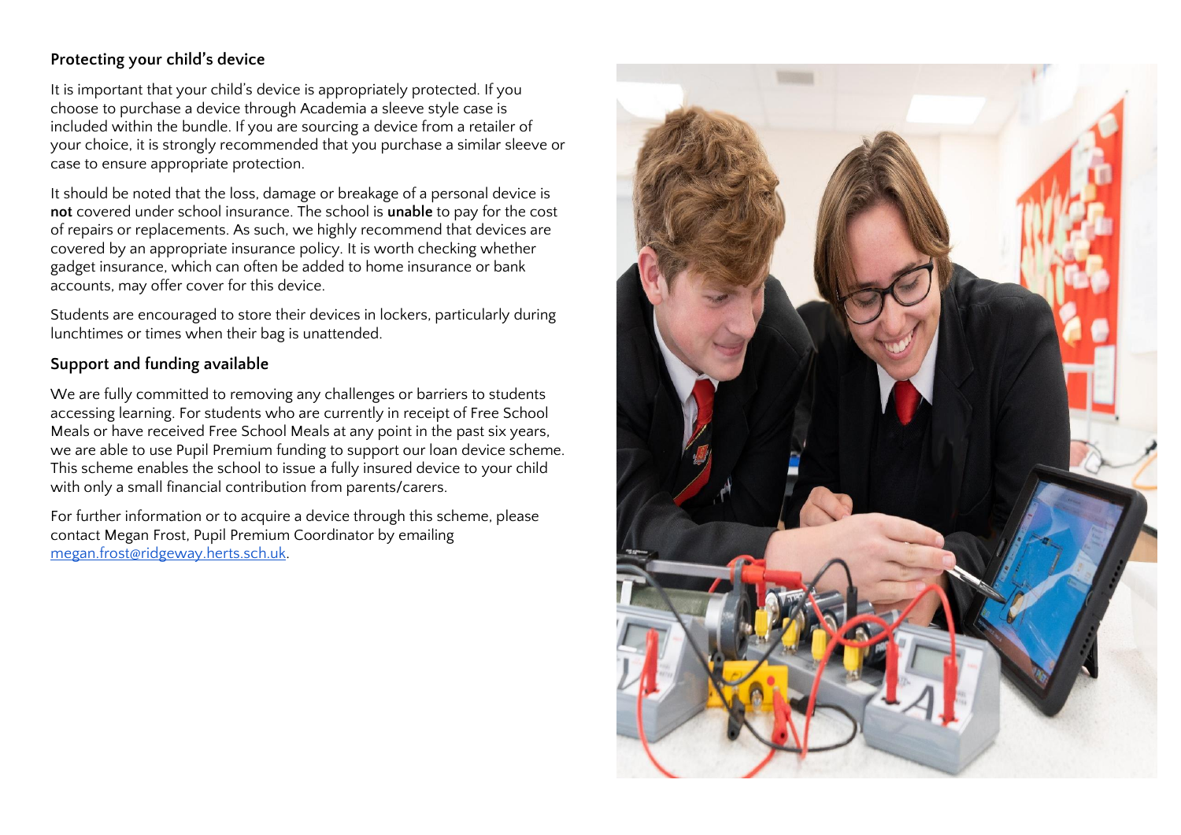## Protecting your child's device

It is important that your child's device is appropriately protected. If you choose to purchase a device through Academia a sleeve style case is included within the bundle. If you are sourcing a device from a retailer of your choice, it is strongly recommended that you purchase a similar sleeve or case to ensure appropriate protection.

It should be noted that the loss, damage or breakage of a personal device is **not** covered under school insurance. The school is **unable** to pay for the cost of repairs or replacements. As such, we highly recommend that devices are covered by an appropriate insurance policy. It is worth checking whether gadget insurance, which can often be added to home insurance or bank accounts, may offer cover for this device.

Students are encouraged to store their devices in lockers, particularly during lunchtimes or times when their bag is unattended.

## Support and funding available

We are fully committed to removing any challenges or barriers to students accessing learning. For students who are currently in receipt of Free School Meals or have received Free School Meals at any point in the past six years, we are able to use Pupil Premium funding to support our loan device scheme. This scheme enables the school to issue a fully insured device to your child with only a small financial contribution from parents/carers.

For further information or to acquire a device through this scheme, please contact Megan Frost, Pupil Premium Coordinator by emailing [megan.frost@ridgeway.herts.sch.uk](mailto:megan.frost@ridgeway.herts.sch.uk).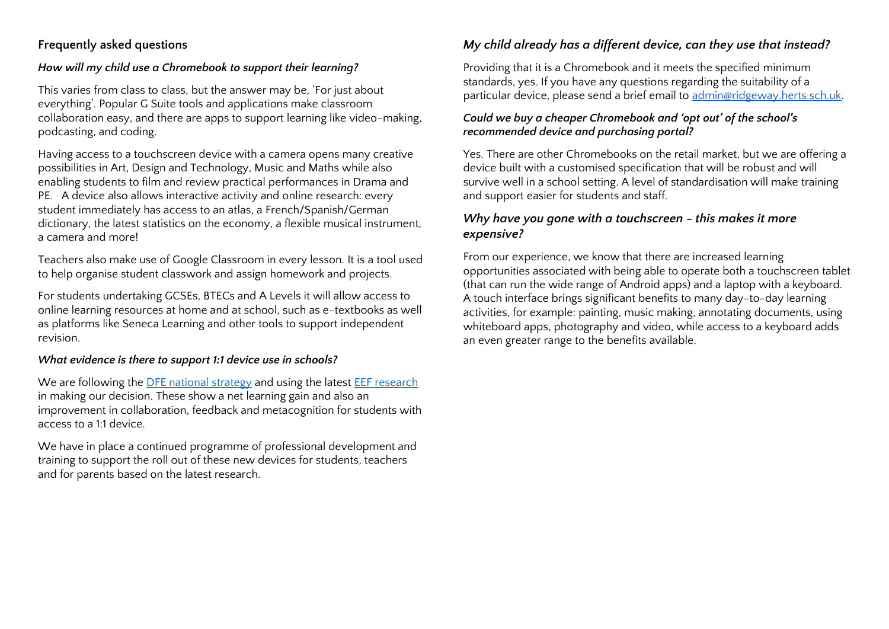## Frequently asked questions

### *How will my child use a Chromebook to support their learning?*

This varies from class to class, but the answer may be, 'For just about everything'. Popular G Suite tools and applications make classroom collaboration easy, and there are apps to support learning like video-making, podcasting, and coding.

Having access to a touchscreen device with a camera opens many creative possibilities in Art, Design and Technology, Music and Maths while also enabling students to film and review practical performances in Drama and PE. A device also allows interactive activity and online research: every student immediately has access to an atlas, a French/Spanish/German dictionary, the latest statistics on the economy, a flexible musical instrument, a camera and more!

Teachers also make use of Google Classroom in every lesson. It is a tool used to help organise student classwork and assign homework and projects.

For students undertaking GCSEs, BTECs and A Levels it will allow access to online learning resources at home and at school, such as e-textbooks as well as platforms like Seneca Learning and other tools to support independent revision.

### *What evidence is there to support 1:1 device use in schools?*

We are following the DFE national strategy and using the latest EEF research in making our decision. These show a net learning gain and also an improvement in collaboration, feedback and metacognition for students with access to a 1:1 device.

We have in place a continued programme of professional development and training to support the roll out of these new devices for students, teachers and for parents based on the latest research.

### *My child already has a different device, can they use that instead?*

Providing that it is a Chromebook and it meets the specified minimum standards, yes. If you have any questions regarding the suitability of a particular device, please send a brief email to admin@ridgeway.herts.sch.uk.

### *Could we buy a cheaper Chromebook and 'opt out' of the school's recommended device and purchasing portal?*

Yes. There are other Chromebooks on the retail market, but we are offering a device built with a customised specification that will be robust and will survive well in a school setting. A level of standardisation will make training and support easier for students and staff.

### *Why have you gone with a touchscreen - this makes it more expensive?*

From our experience, we know that there are increased learning opportunities associated with being able to operate both a touchscreen tablet (that can run the wide range of Android apps) and a laptop with a keyboard. A touch interface brings significant benefits to many day-to-day learning activities, for example: painting, music making, annotating documents, using whiteboard apps, photography and video, while access to a keyboard adds an even greater range to the benefits available.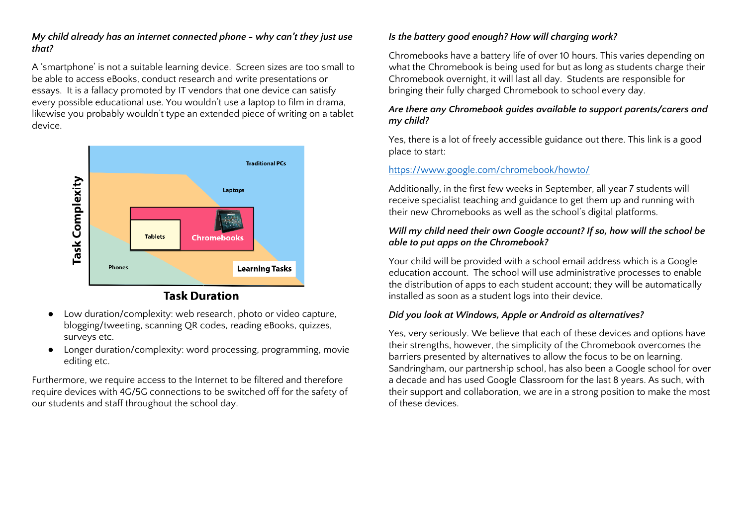*My child already has an internet connected phone - why can't they just use that?*

A 'smartphone' is not a suitable learning device. Screen sizes are too small to be able to access eBooks, conduct research and write presentations or essays. It is a fallacy promoted by IT vendors that one device can satisfy every possible educational use. You wouldn't use a laptop to film in drama, likewise you probably wouldn't type an extended piece of writing on a tablet device.

Traditional PCs
Laptops
Tablets
Chromebooks
Phones
Learning Tasks
Task Complexity
Task Duration

- Low duration/complexity: web research, photo or video capture, blogging/tweeting, scanning QR codes, reading eBooks, quizzes, surveys etc.
- Longer duration/complexity: word processing, programming, movie editing etc.

Furthermore, we require access to the Internet to be filtered and therefore require devices with 4G/5G connections to be switched off for the safety of our students and staff throughout the school day.

*Is the battery good enough? How will charging work?*

Chromebooks have a battery life of over 10 hours. This varies depending on what the Chromebook is being used for but as long as students charge their Chromebook overnight, it will last all day. Students are responsible for bringing their fully charged Chromebook to school every day.

*Are there any Chromebook guides available to support parents/carers and my child?*

Yes, there is a lot of freely accessible guidance out there. This link is a good place to start:

https://www.google.com/chromebook/howto/

Additionally, in the first few weeks in September, all year 7 students will receive specialist teaching and guidance to get them up and running with their new Chromebooks as well as the school's digital platforms.

*Will my child need their own Google account? If so, how will the school be able to put apps on the Chromebook?*

Your child will be provided with a school email address which is a Google education account. The school will use administrative processes to enable the distribution of apps to each student account; they will be automatically installed as soon as a student logs into their device.

*Did you look at Windows, Apple or Android as alternatives?*

Yes, very seriously. We believe that each of these devices and options have their strengths, however, the simplicity of the Chromebook overcomes the barriers presented by alternatives to allow the focus to be on learning. Sandringham, our partnership school, has also been a Google school for over a decade and has used Google Classroom for the last 8 years. As such, with their support and collaboration, we are in a strong position to make the most of these devices.